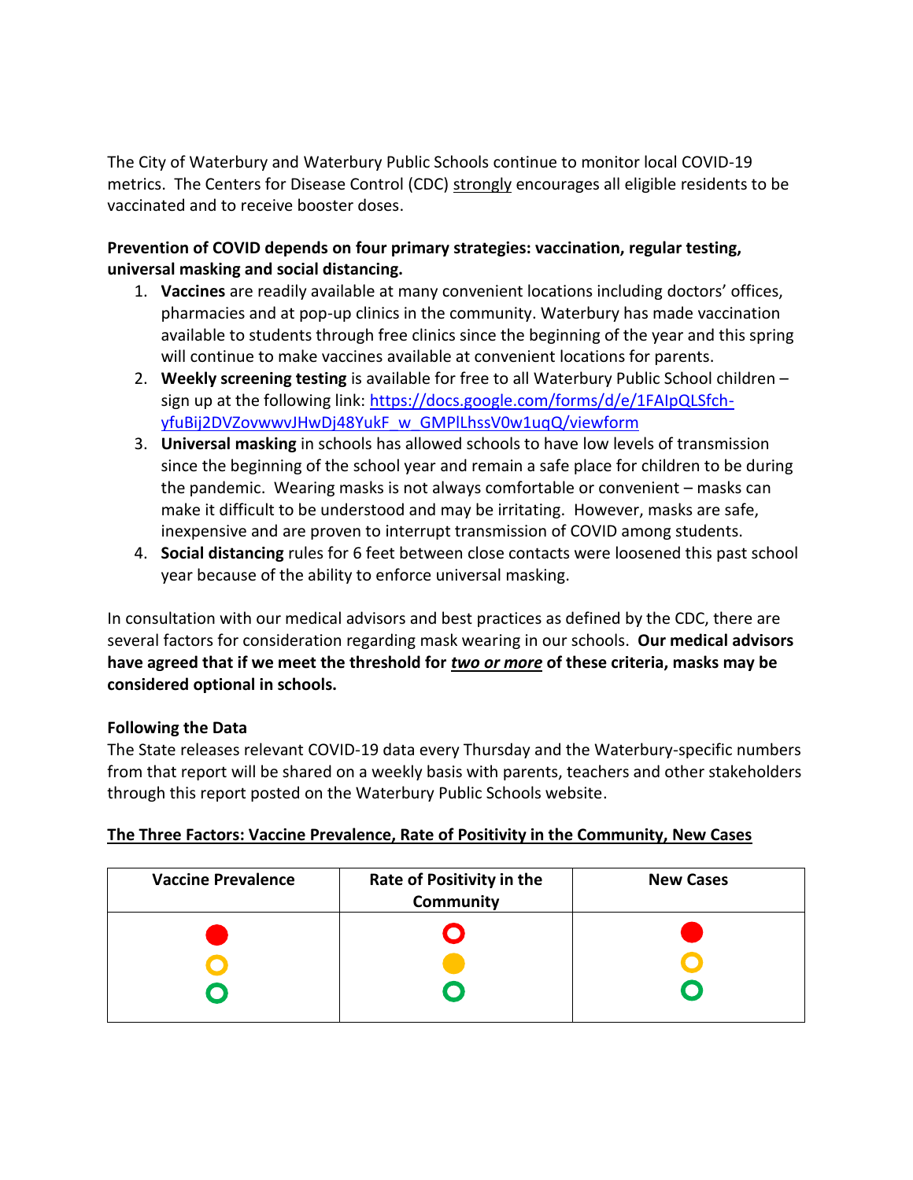The City of Waterbury and Waterbury Public Schools continue to monitor local COVID-19 metrics. The Centers for Disease Control (CDC) strongly encourages all eligible residents to be vaccinated and to receive booster doses.

**Prevention of COVID depends on four primary strategies: vaccination, regular testing, universal masking and social distancing.**

1. **Vaccines** are readily available at many convenient locations including doctors' offices, pharmacies and at pop-up clinics in the community. Waterbury has made vaccination available to students through free clinics since the beginning of the year and this spring will continue to make vaccines available at convenient locations for parents.
2. **Weekly screening testing** is available for free to all Waterbury Public School children – sign up at the following link: https://docs.google.com/forms/d/e/1FAIpQLSfch-yfuBij2DVZovwwvJHwDj48YukF_w_GMPlLhssV0w1uqQ/viewform
3. **Universal masking** in schools has allowed schools to have low levels of transmission since the beginning of the school year and remain a safe place for children to be during the pandemic. Wearing masks is not always comfortable or convenient – masks can make it difficult to be understood and may be irritating. However, masks are safe, inexpensive and are proven to interrupt transmission of COVID among students.
4. **Social distancing** rules for 6 feet between close contacts were loosened this past school year because of the ability to enforce universal masking.

In consultation with our medical advisors and best practices as defined by the CDC, there are several factors for consideration regarding mask wearing in our schools. **Our medical advisors have agreed that if we meet the threshold for *two or more* of these criteria, masks may be considered optional in schools.**

**Following the Data**

The State releases relevant COVID-19 data every Thursday and the Waterbury-specific numbers from that report will be shared on a weekly basis with parents, teachers and other stakeholders through this report posted on the Waterbury Public Schools website.

**The Three Factors: Vaccine Prevalence, Rate of Positivity in the Community, New Cases**

| Vaccine Prevalence | Rate of Positivity in the Community | New Cases |
|---|---|---|
| ● (red, filled) ○ (yellow) ○ (green) | ○ (red) ● (yellow, filled) ○ (green) | ● (red, filled) ○ (yellow) ○ (green) |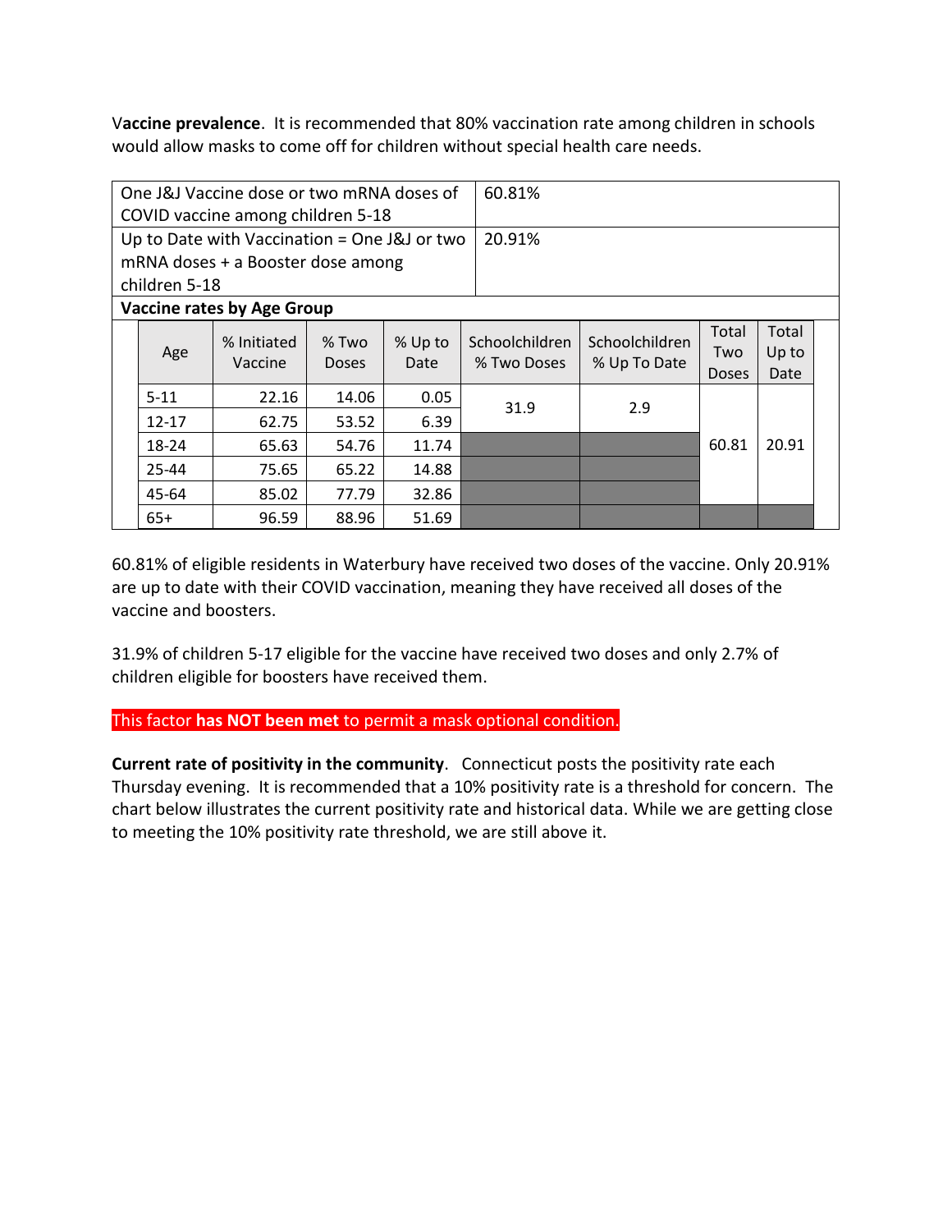V**accine prevalence**. It is recommended that 80% vaccination rate among children in schools would allow masks to come off for children without special health care needs.

| | |
|---|---|
| One J&J Vaccine dose or two mRNA doses of COVID vaccine among children 5-18 | 60.81% |
| Up to Date with Vaccination = One J&J or two mRNA doses + a Booster dose among children 5-18 | 20.91% |

**Vaccine rates by Age Group**

| Age | % Initiated Vaccine | % Two Doses | % Up to Date | Schoolchildren % Two Doses | Schoolchildren % Up To Date | Total Two Doses | Total Up to Date |
|---|---|---|---|---|---|---|---|
| 5-11 | 22.16 | 14.06 | 0.05 | 31.9 | 2.9 | 60.81 | 20.91 |
| 12-17 | 62.75 | 53.52 | 6.39 | | | | |
| 18-24 | 65.63 | 54.76 | 11.74 | | | | |
| 25-44 | 75.65 | 65.22 | 14.88 | | | | |
| 45-64 | 85.02 | 77.79 | 32.86 | | | | |
| 65+ | 96.59 | 88.96 | 51.69 | | | | |

60.81% of eligible residents in Waterbury have received two doses of the vaccine. Only 20.91% are up to date with their COVID vaccination, meaning they have received all doses of the vaccine and boosters.

31.9% of children 5-17 eligible for the vaccine have received two doses and only 2.7% of children eligible for boosters have received them.

This factor **has NOT been met** to permit a mask optional condition.

**Current rate of positivity in the community**. Connecticut posts the positivity rate each Thursday evening. It is recommended that a 10% positivity rate is a threshold for concern. The chart below illustrates the current positivity rate and historical data. While we are getting close to meeting the 10% positivity rate threshold, we are still above it.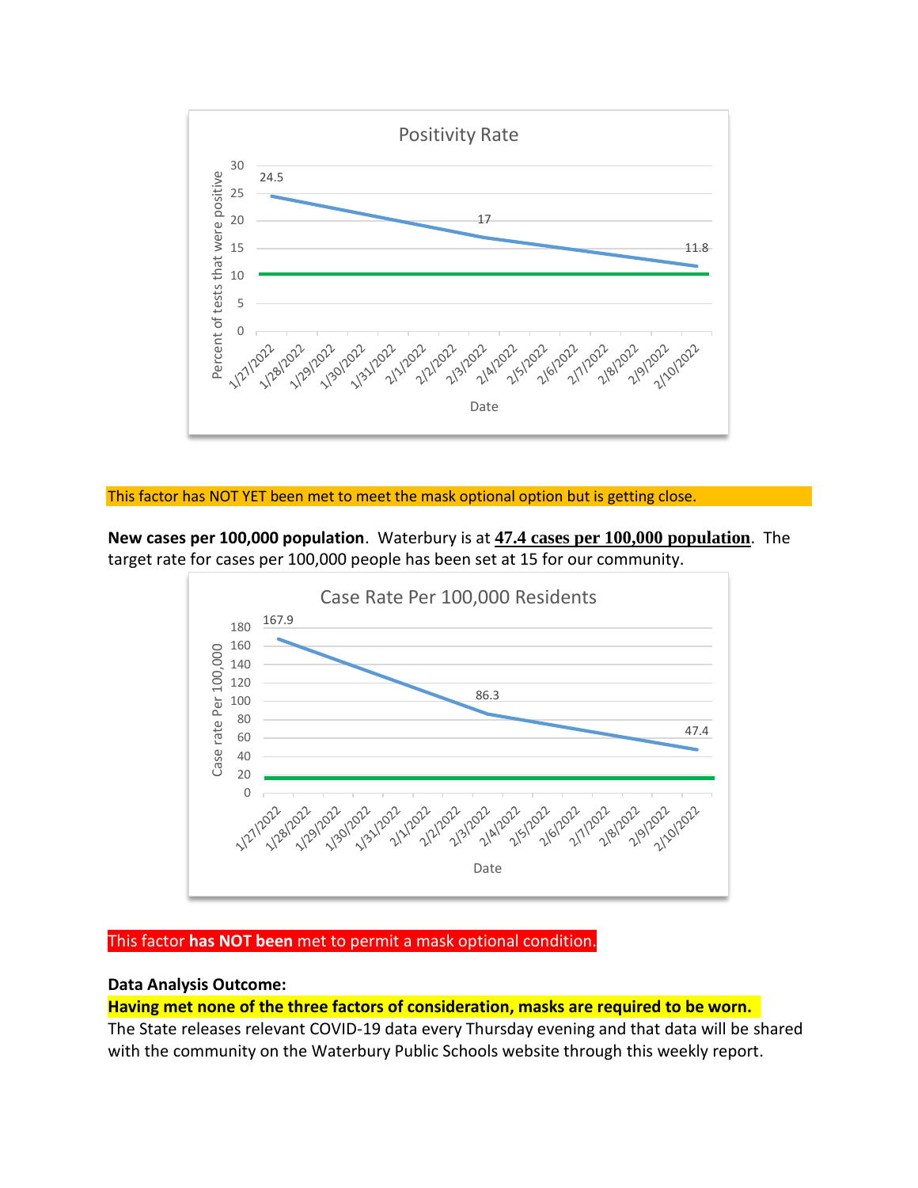Positivity Rate

This factor has NOT YET been met to meet the mask optional option but is getting close.

**New cases per 100,000 population**. Waterbury is at **47.4 cases per 100,000 population**. The target rate for cases per 100,000 people has been set at 15 for our community.

Case Rate Per 100,000 Residents

This factor **has NOT been** met to permit a mask optional condition.

**Data Analysis Outcome:**

**Having met none of the three factors of consideration, masks are required to be worn.**

The State releases relevant COVID-19 data every Thursday evening and that data will be shared with the community on the Waterbury Public Schools website through this weekly report.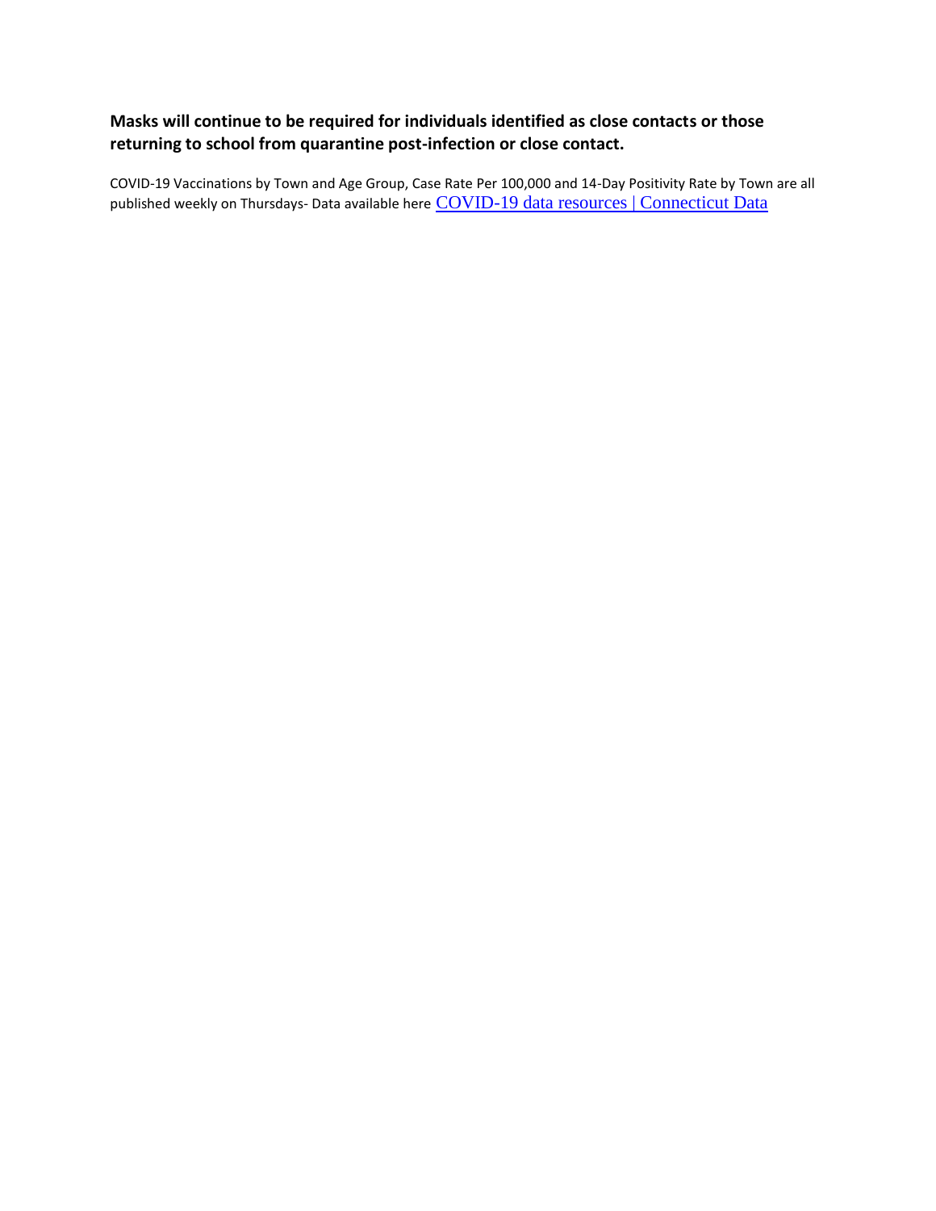**Masks will continue to be required for individuals identified as close contacts or those returning to school from quarantine post-infection or close contact.**

COVID-19 Vaccinations by Town and Age Group, Case Rate Per 100,000 and 14-Day Positivity Rate by Town are all published weekly on Thursdays- Data available here COVID-19 data resources | Connecticut Data